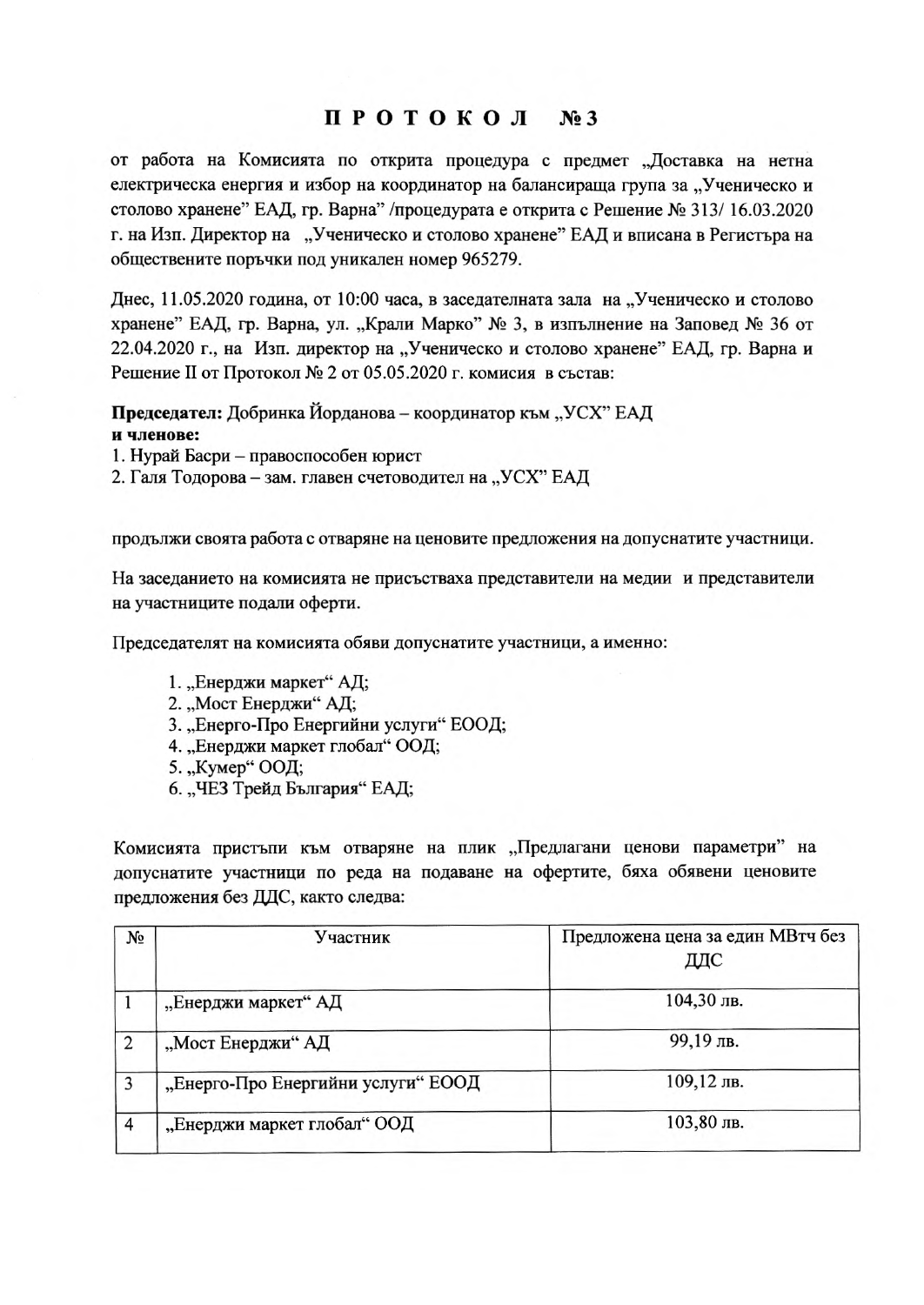# П Р О Т О К О Л № 3

от работа на Комисията по открита процедура с предмет „Доставка на нетна електрическа енергия и избор на координатор на балансираща група за „Ученическо и столово хранене" ЕАД, гр. Варна" /процедурата е открита с Решение № 313/ 16.03.2020 г. на Изп. Директор на „Ученическо и столово хранене" ЕАД и вписана в Регистъра на обществените поръчки под уникален номер 965279.

Днес, 11.05.2020 година, от 10:00 часа, в заседателната зала на „Ученическо и столово хранене" ЕАД, гр. Варна, ул. „Крали Марко" № 3, в изпълнение на Заповед № 36 от 22.04.2020 г., на Изп. директор на „Ученическо и столово хранене" ЕАД, гр. Варна и Решение II от Протокол № 2 от 05.05.2020 г. комисия в състав:

**Председател:** Добринка Йорданова – координатор към „УСХ" ЕАД
**и членове:**
1. Нурай Басри – правоспособен юрист
2. Галя Тодорова – зам. главен счетоводител на „УСХ" ЕАД

продължи своята работа с отваряне на ценовите предложения на допуснатите участници.

На заседанието на комисията не присъстваха представители на медии и представители на участниците подали оферти.

Председателят на комисията обяви допуснатите участници, а именно:

1. „Енерджи маркет" АД;
2. „Мост Енерджи" АД;
3. „Енерго-Про Енергийни услуги" ЕООД;
4. „Енерджи маркет глобал" ООД;
5. „Кумер" ООД;
6. „ЧЕЗ Трейд България" ЕАД;

Комисията пристъпи към отваряне на плик „Предлагани ценови параметри" на допуснатите участници по реда на подаване на офертите, бяха обявени ценовите предложения без ДДС, както следва:

| № | Участник | Предложена цена за един МВтч без ДДС |
|---|---|---|
| 1 | „Енерджи маркет" АД | 104,30 лв. |
| 2 | „Мост Енерджи" АД | 99,19 лв. |
| 3 | „Енерго-Про Енергийни услуги" ЕООД | 109,12 лв. |
| 4 | „Енерджи маркет глобал" ООД | 103,80 лв. |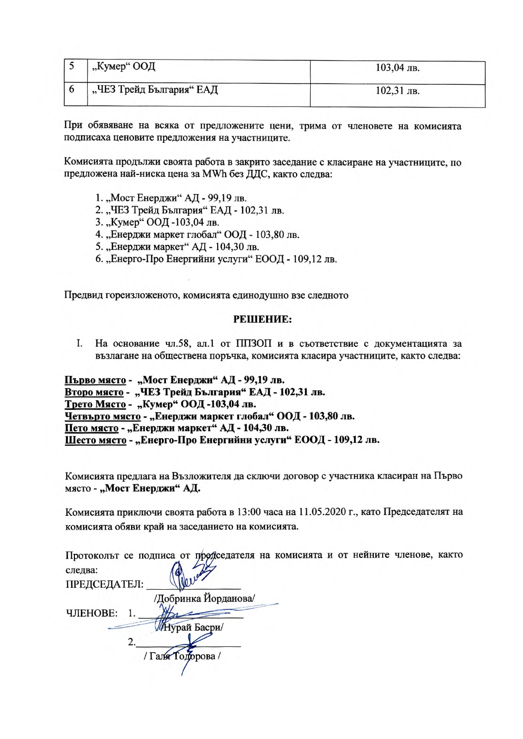| | | |
|---|---|---|
| 5 | „Кумер“ ООД | 103,04 лв. |
| 6 | „ЧЕЗ Трейд България“ ЕАД | 102,31 лв. |

При обявяване на всяка от предложените цени, трима от членовете на комисията подписаха ценовите предложения на участниците.

Комисията продължи своята работа в закрито заседание с класиране на участниците, по предложена най-ниска цена за MWh без ДДС, както следва:

1. „Мост Енерджи“ АД - 99,19 лв.
2. „ЧЕЗ Трейд България“ ЕАД - 102,31 лв.
3. „Кумер“ ООД -103,04 лв.
4. „Енерджи маркет глобал“ ООД - 103,80 лв.
5. „Енерджи маркет“ АД - 104,30 лв.
6. „Енерго-Про Енергийни услуги“ ЕООД - 109,12 лв.

Предвид гореизложеното, комисията единодушно взе следното

**РЕШЕНИЕ:**

I. На основание чл.58, ал.1 от ППЗОП и в съответствие с документацията за възлагане на обществена поръчка, комисията класира участниците, както следва:

**Първо място - „Мост Енерджи“ АД - 99,19 лв.**
**Второ място - „ЧЕЗ Трейд България“ ЕАД - 102,31 лв.**
**Трето Място - „Кумер“ ООД -103,04 лв.**
**Четвърто място - „Енерджи маркет глобал“ ООД - 103,80 лв.**
**Пето място - „Енерджи маркет“ АД - 104,30 лв.**
**Шесто място - „Енерго-Про Енергийни услуги“ ЕООД - 109,12 лв.**

Комисията предлага на Възложителя да сключи договор с участника класиран на Първо място - **„Мост Енерджи“ АД.**

Комисията приключи своята работа в 13:00 часа на 11.05.2020 г., като Председателят на комисията обяви край на заседанието на комисията.

Протоколът се подписа от председателя на комисията и от нейните членове, както следва:

ПРЕДСЕДАТЕЛ: ____________

/Добринка Йорданова/

ЧЛЕНОВЕ: 1. ____________

/Нурай Басри/

2. ____________

/ Галя Тодорова /